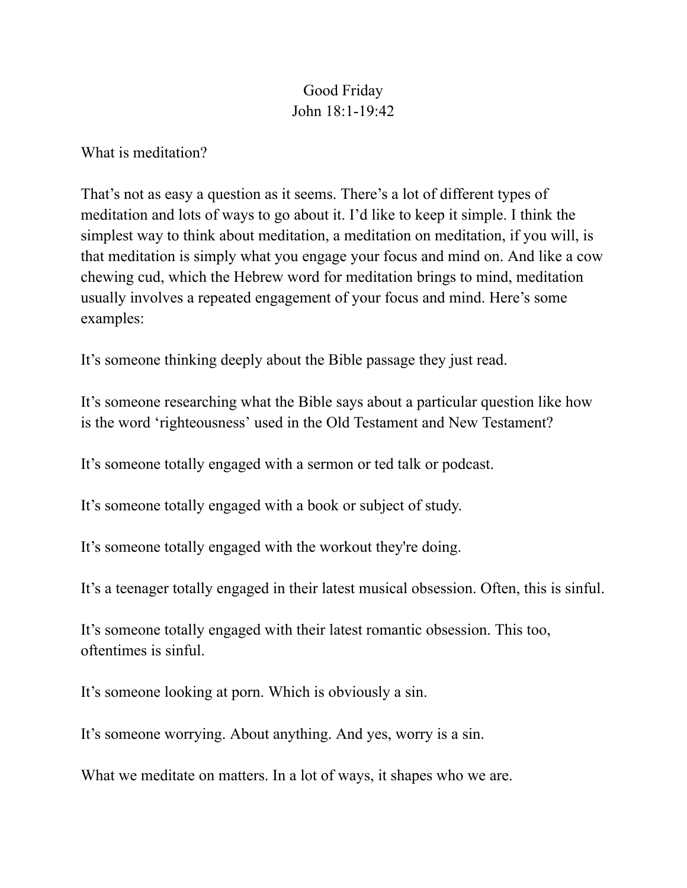# Good Friday
## John 18:1-19:42

What is meditation?

That's not as easy a question as it seems. There's a lot of different types of meditation and lots of ways to go about it. I'd like to keep it simple. I think the simplest way to think about meditation, a meditation on meditation, if you will, is that meditation is simply what you engage your focus and mind on. And like a cow chewing cud, which the Hebrew word for meditation brings to mind, meditation usually involves a repeated engagement of your focus and mind. Here's some examples:

It's someone thinking deeply about the Bible passage they just read.

It's someone researching what the Bible says about a particular question like how is the word 'righteousness' used in the Old Testament and New Testament?

It's someone totally engaged with a sermon or ted talk or podcast.

It's someone totally engaged with a book or subject of study.

It's someone totally engaged with the workout they're doing.

It's a teenager totally engaged in their latest musical obsession. Often, this is sinful.

It's someone totally engaged with their latest romantic obsession. This too, oftentimes is sinful.

It's someone looking at porn. Which is obviously a sin.

It's someone worrying. About anything. And yes, worry is a sin.

What we meditate on matters. In a lot of ways, it shapes who we are.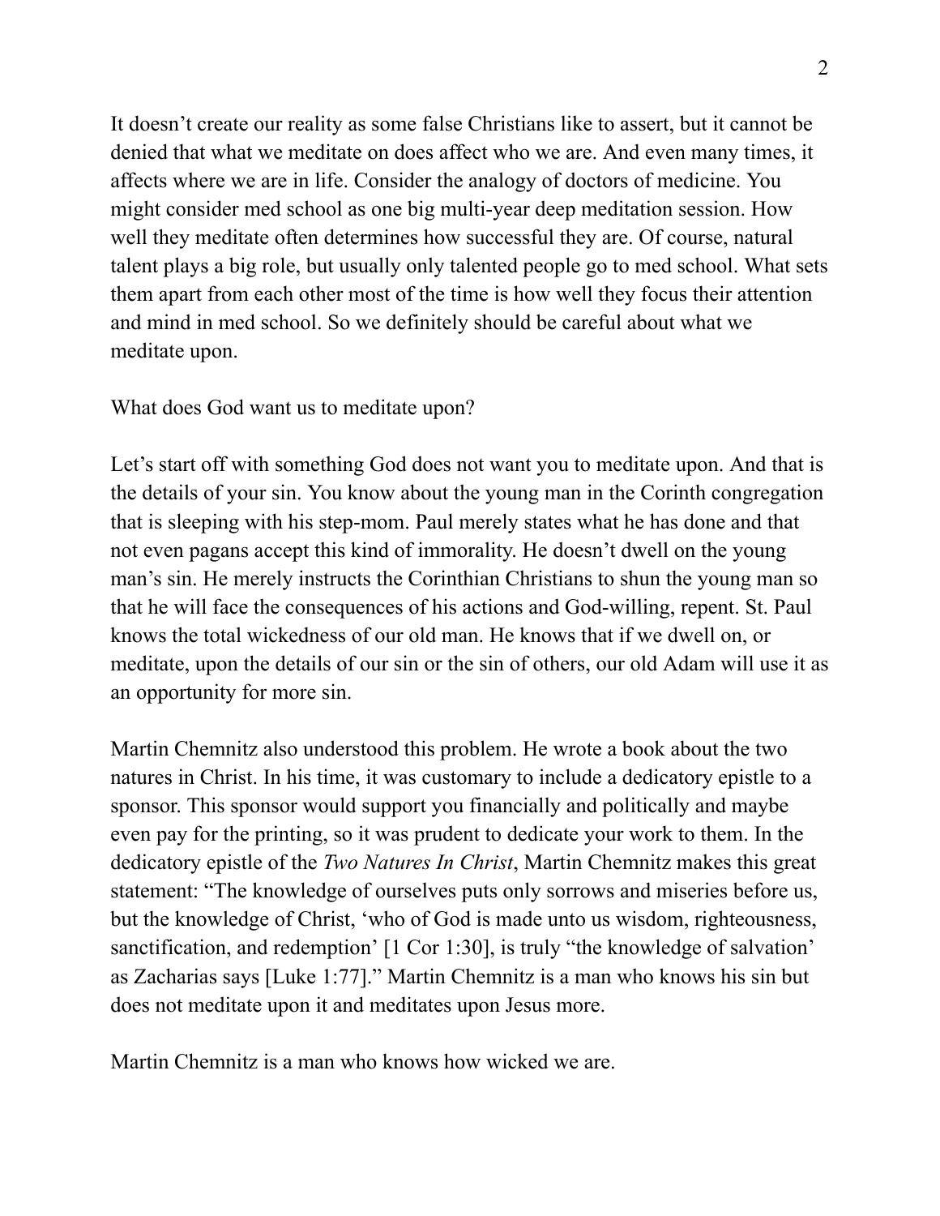It doesn't create our reality as some false Christians like to assert, but it cannot be denied that what we meditate on does affect who we are. And even many times, it affects where we are in life. Consider the analogy of doctors of medicine. You might consider med school as one big multi-year deep meditation session. How well they meditate often determines how successful they are. Of course, natural talent plays a big role, but usually only talented people go to med school. What sets them apart from each other most of the time is how well they focus their attention and mind in med school. So we definitely should be careful about what we meditate upon.

What does God want us to meditate upon?

Let's start off with something God does not want you to meditate upon. And that is the details of your sin. You know about the young man in the Corinth congregation that is sleeping with his step-mom. Paul merely states what he has done and that not even pagans accept this kind of immorality. He doesn't dwell on the young man's sin. He merely instructs the Corinthian Christians to shun the young man so that he will face the consequences of his actions and God-willing, repent. St. Paul knows the total wickedness of our old man. He knows that if we dwell on, or meditate, upon the details of our sin or the sin of others, our old Adam will use it as an opportunity for more sin.

Martin Chemnitz also understood this problem. He wrote a book about the two natures in Christ. In his time, it was customary to include a dedicatory epistle to a sponsor. This sponsor would support you financially and politically and maybe even pay for the printing, so it was prudent to dedicate your work to them. In the dedicatory epistle of the *Two Natures In Christ*, Martin Chemnitz makes this great statement: "The knowledge of ourselves puts only sorrows and miseries before us, but the knowledge of Christ, 'who of God is made unto us wisdom, righteousness, sanctification, and redemption' [1 Cor 1:30], is truly "the knowledge of salvation' as Zacharias says [Luke 1:77]." Martin Chemnitz is a man who knows his sin but does not meditate upon it and meditates upon Jesus more.

Martin Chemnitz is a man who knows how wicked we are.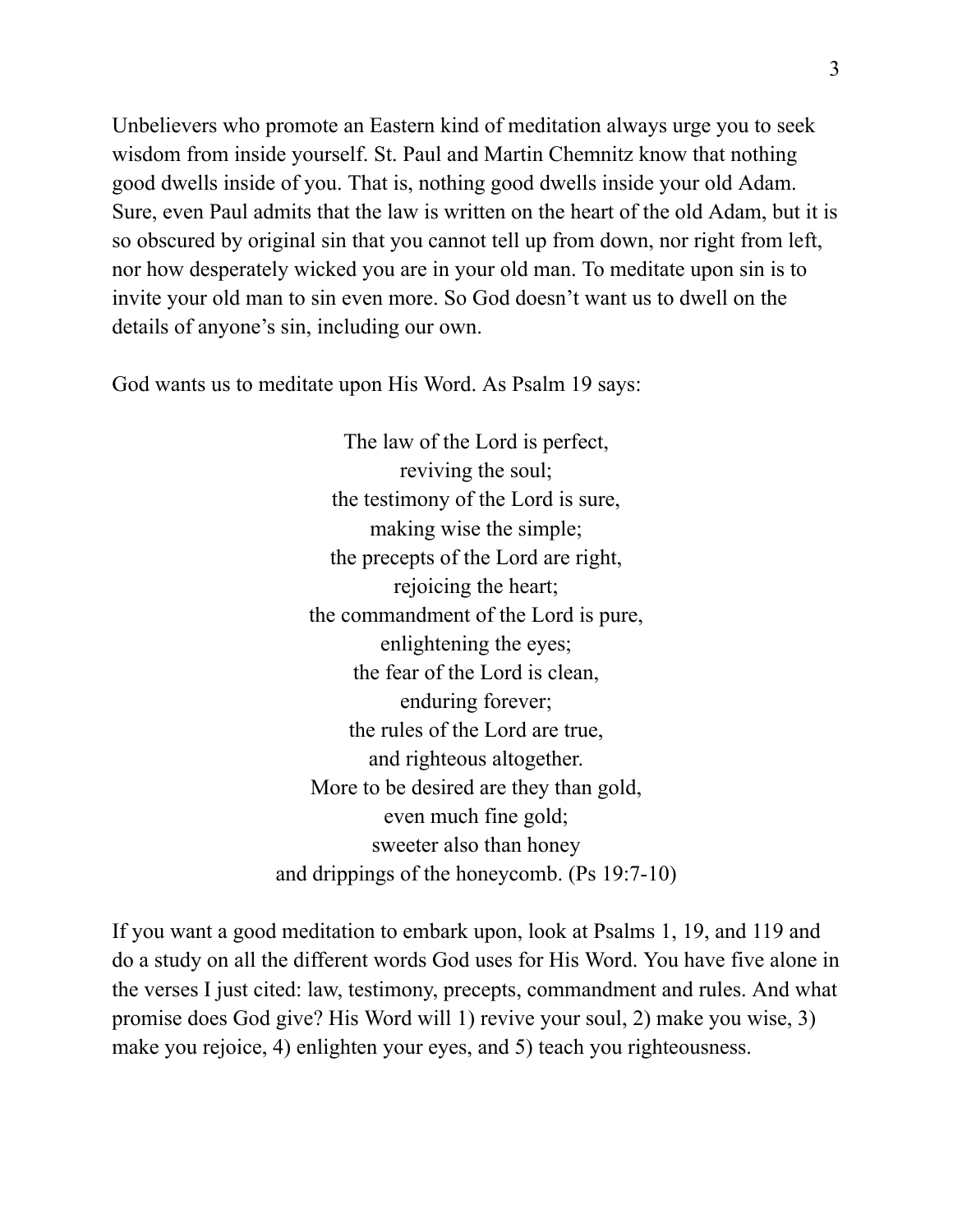Unbelievers who promote an Eastern kind of meditation always urge you to seek wisdom from inside yourself. St. Paul and Martin Chemnitz know that nothing good dwells inside of you. That is, nothing good dwells inside your old Adam. Sure, even Paul admits that the law is written on the heart of the old Adam, but it is so obscured by original sin that you cannot tell up from down, nor right from left, nor how desperately wicked you are in your old man. To meditate upon sin is to invite your old man to sin even more. So God doesn't want us to dwell on the details of anyone's sin, including our own.

God wants us to meditate upon His Word. As Psalm 19 says:

> The law of the Lord is perfect,  
> reviving the soul;  
> the testimony of the Lord is sure,  
> making wise the simple;  
> the precepts of the Lord are right,  
> rejoicing the heart;  
> the commandment of the Lord is pure,  
> enlightening the eyes;  
> the fear of the Lord is clean,  
> enduring forever;  
> the rules of the Lord are true,  
> and righteous altogether.  
> More to be desired are they than gold,  
> even much fine gold;  
> sweeter also than honey  
> and drippings of the honeycomb. (Ps 19:7-10)

If you want a good meditation to embark upon, look at Psalms 1, 19, and 119 and do a study on all the different words God uses for His Word. You have five alone in the verses I just cited: law, testimony, precepts, commandment and rules. And what promise does God give? His Word will 1) revive your soul, 2) make you wise, 3) make you rejoice, 4) enlighten your eyes, and 5) teach you righteousness.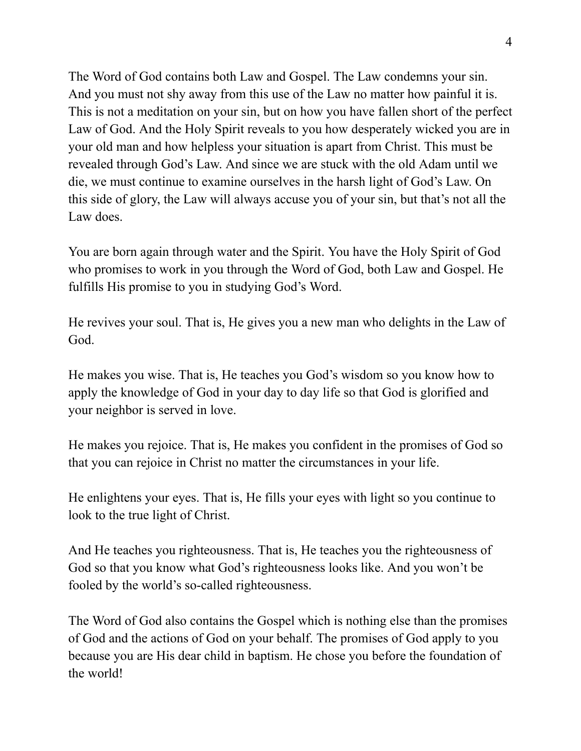The Word of God contains both Law and Gospel. The Law condemns your sin. And you must not shy away from this use of the Law no matter how painful it is. This is not a meditation on your sin, but on how you have fallen short of the perfect Law of God. And the Holy Spirit reveals to you how desperately wicked you are in your old man and how helpless your situation is apart from Christ. This must be revealed through God's Law. And since we are stuck with the old Adam until we die, we must continue to examine ourselves in the harsh light of God's Law. On this side of glory, the Law will always accuse you of your sin, but that's not all the Law does.

You are born again through water and the Spirit. You have the Holy Spirit of God who promises to work in you through the Word of God, both Law and Gospel. He fulfills His promise to you in studying God's Word.

He revives your soul. That is, He gives you a new man who delights in the Law of God.

He makes you wise. That is, He teaches you God's wisdom so you know how to apply the knowledge of God in your day to day life so that God is glorified and your neighbor is served in love.

He makes you rejoice. That is, He makes you confident in the promises of God so that you can rejoice in Christ no matter the circumstances in your life.

He enlightens your eyes. That is, He fills your eyes with light so you continue to look to the true light of Christ.

And He teaches you righteousness. That is, He teaches you the righteousness of God so that you know what God's righteousness looks like. And you won't be fooled by the world's so-called righteousness.

The Word of God also contains the Gospel which is nothing else than the promises of God and the actions of God on your behalf. The promises of God apply to you because you are His dear child in baptism. He chose you before the foundation of the world!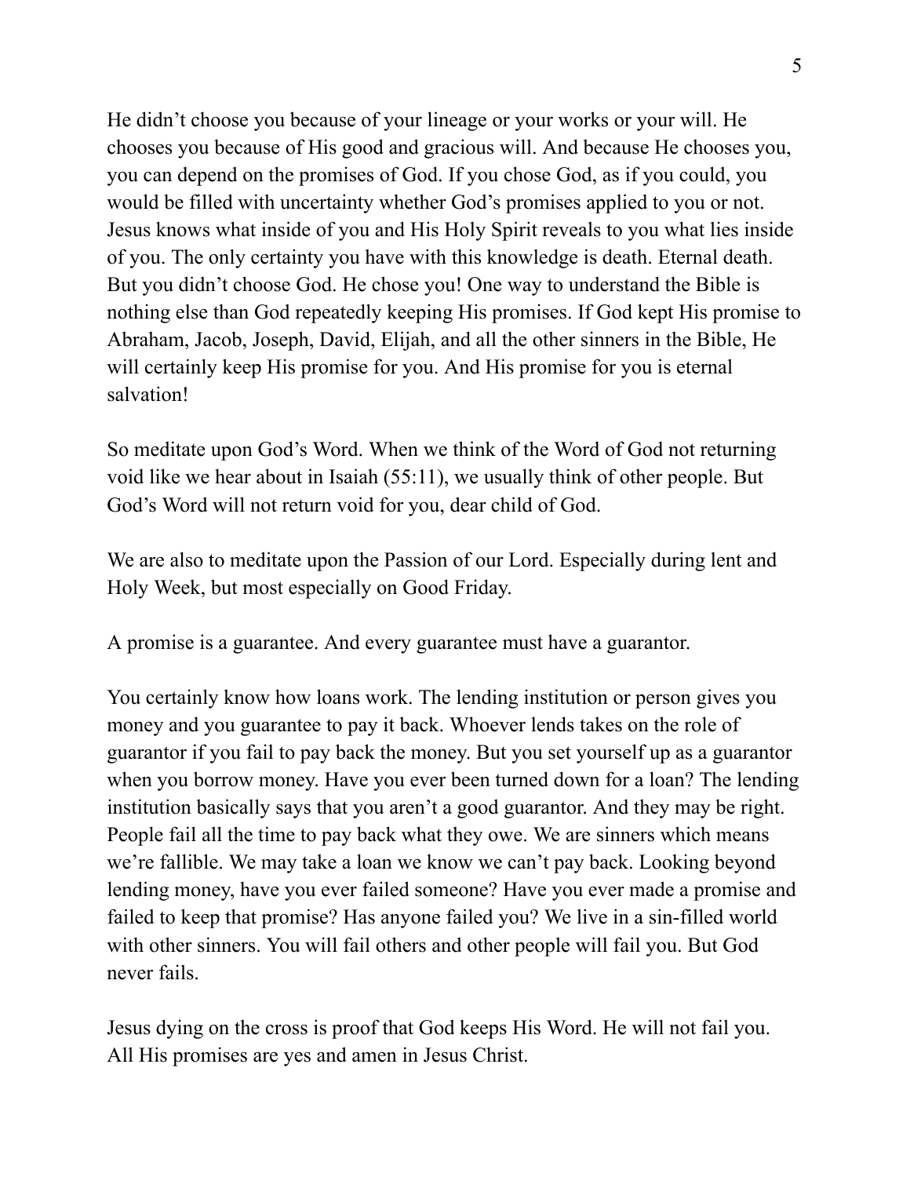He didn't choose you because of your lineage or your works or your will. He chooses you because of His good and gracious will. And because He chooses you, you can depend on the promises of God. If you chose God, as if you could, you would be filled with uncertainty whether God's promises applied to you or not. Jesus knows what inside of you and His Holy Spirit reveals to you what lies inside of you. The only certainty you have with this knowledge is death. Eternal death. But you didn't choose God. He chose you! One way to understand the Bible is nothing else than God repeatedly keeping His promises. If God kept His promise to Abraham, Jacob, Joseph, David, Elijah, and all the other sinners in the Bible, He will certainly keep His promise for you. And His promise for you is eternal salvation!

So meditate upon God's Word. When we think of the Word of God not returning void like we hear about in Isaiah (55:11), we usually think of other people. But God's Word will not return void for you, dear child of God.

We are also to meditate upon the Passion of our Lord. Especially during lent and Holy Week, but most especially on Good Friday.

A promise is a guarantee. And every guarantee must have a guarantor.

You certainly know how loans work. The lending institution or person gives you money and you guarantee to pay it back. Whoever lends takes on the role of guarantor if you fail to pay back the money. But you set yourself up as a guarantor when you borrow money. Have you ever been turned down for a loan? The lending institution basically says that you aren't a good guarantor. And they may be right. People fail all the time to pay back what they owe. We are sinners which means we're fallible. We may take a loan we know we can't pay back. Looking beyond lending money, have you ever failed someone? Have you ever made a promise and failed to keep that promise? Has anyone failed you? We live in a sin-filled world with other sinners. You will fail others and other people will fail you. But God never fails.

Jesus dying on the cross is proof that God keeps His Word. He will not fail you. All His promises are yes and amen in Jesus Christ.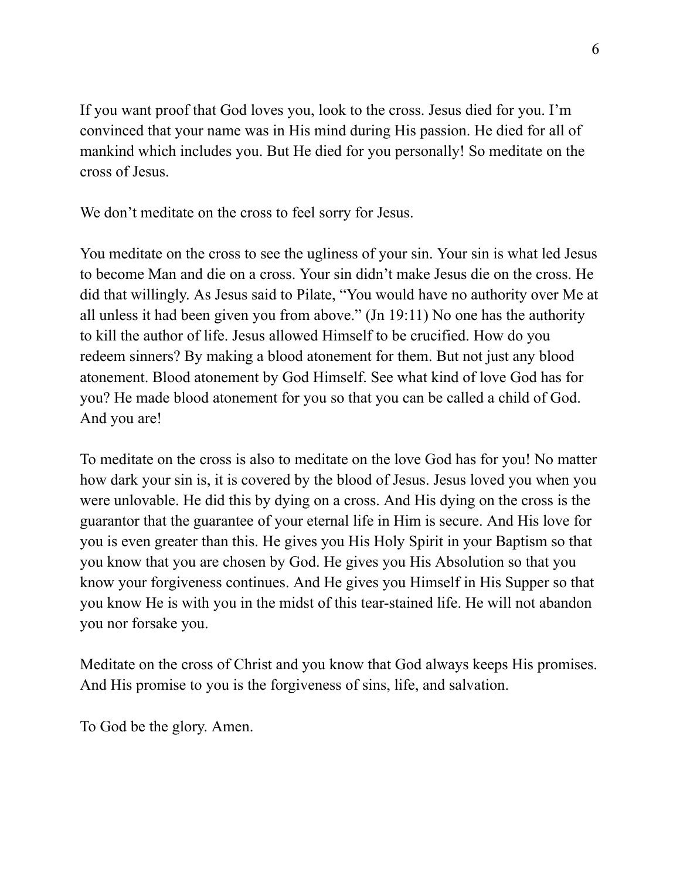If you want proof that God loves you, look to the cross. Jesus died for you. I'm convinced that your name was in His mind during His passion. He died for all of mankind which includes you. But He died for you personally! So meditate on the cross of Jesus.

We don't meditate on the cross to feel sorry for Jesus.

You meditate on the cross to see the ugliness of your sin. Your sin is what led Jesus to become Man and die on a cross. Your sin didn't make Jesus die on the cross. He did that willingly. As Jesus said to Pilate, "You would have no authority over Me at all unless it had been given you from above." (Jn 19:11) No one has the authority to kill the author of life. Jesus allowed Himself to be crucified. How do you redeem sinners? By making a blood atonement for them. But not just any blood atonement. Blood atonement by God Himself. See what kind of love God has for you? He made blood atonement for you so that you can be called a child of God. And you are!

To meditate on the cross is also to meditate on the love God has for you! No matter how dark your sin is, it is covered by the blood of Jesus. Jesus loved you when you were unlovable. He did this by dying on a cross. And His dying on the cross is the guarantor that the guarantee of your eternal life in Him is secure. And His love for you is even greater than this. He gives you His Holy Spirit in your Baptism so that you know that you are chosen by God. He gives you His Absolution so that you know your forgiveness continues. And He gives you Himself in His Supper so that you know He is with you in the midst of this tear-stained life. He will not abandon you nor forsake you.

Meditate on the cross of Christ and you know that God always keeps His promises. And His promise to you is the forgiveness of sins, life, and salvation.

To God be the glory. Amen.